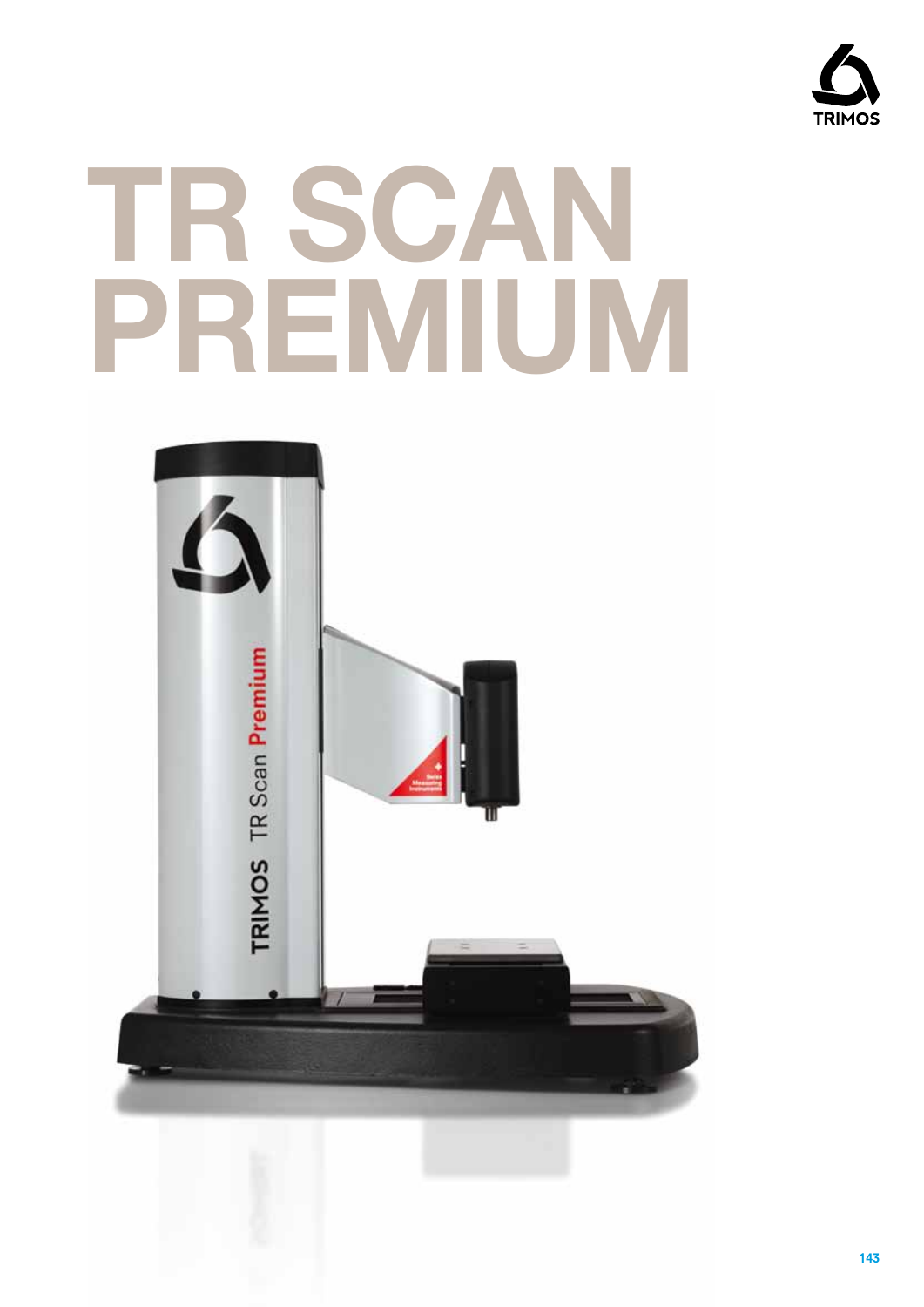# TR SCAN PREMIUM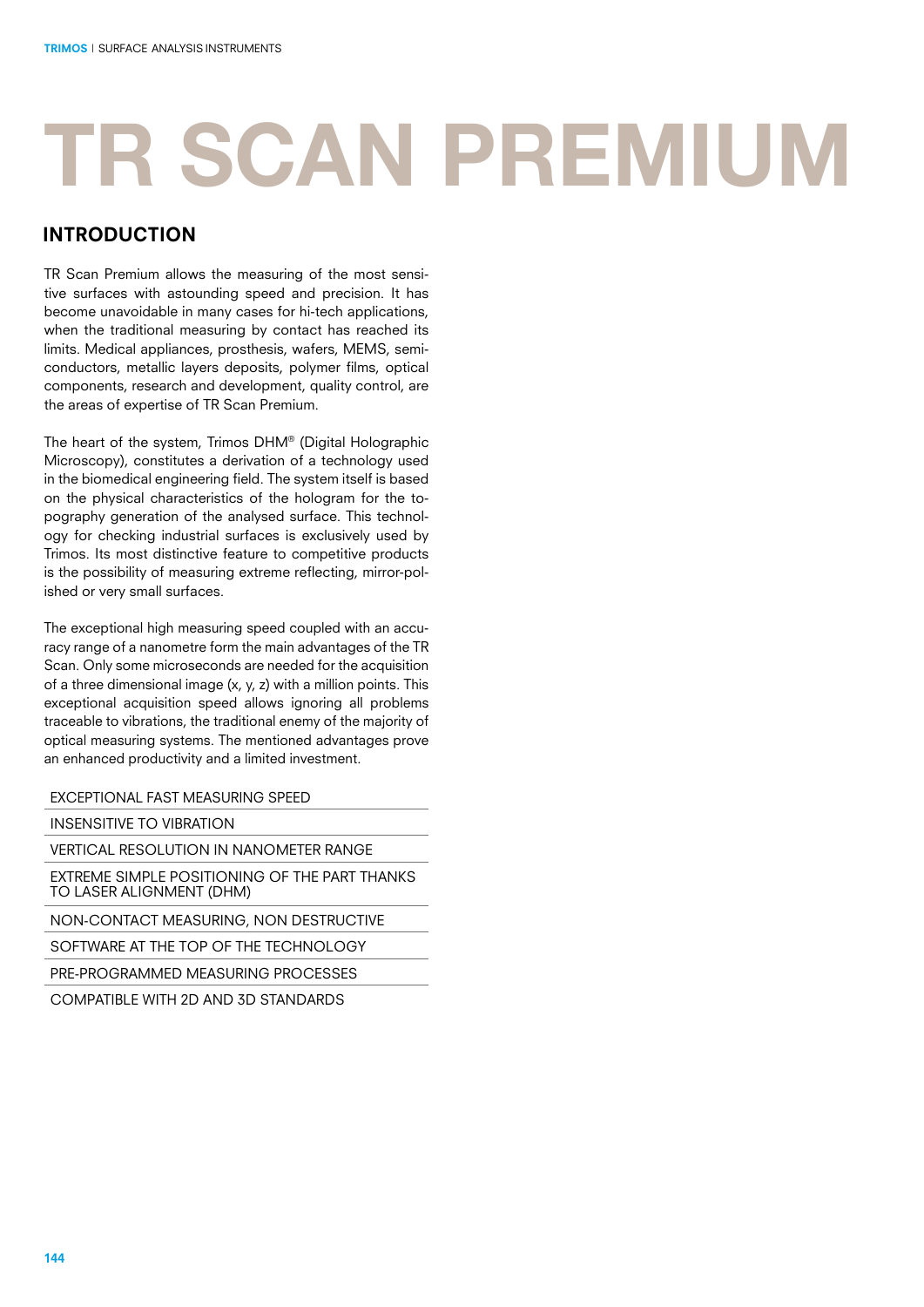# TR SCAN PREMIUM

## INTRODUCTION

TR Scan Premium allows the measuring of the most sensitive surfaces with astounding speed and precision. It has become unavoidable in many cases for hi-tech applications, when the traditional measuring by contact has reached its limits. Medical appliances, prosthesis, wafers, MEMS, semiconductors, metallic layers deposits, polymer films, optical components, research and development, quality control, are the areas of expertise of TR Scan Premium.

The heart of the system, Trimos DHM® (Digital Holographic Microscopy), constitutes a derivation of a technology used in the biomedical engineering field. The system itself is based on the physical characteristics of the hologram for the topography generation of the analysed surface. This technology for checking industrial surfaces is exclusively used by Trimos. Its most distinctive feature to competitive products is the possibility of measuring extreme reflecting, mirror-polished or very small surfaces.

The exceptional high measuring speed coupled with an accuracy range of a nanometre form the main advantages of the TR Scan. Only some microseconds are needed for the acquisition of a three dimensional image (x, y, z) with a million points. This exceptional acquisition speed allows ignoring all problems traceable to vibrations, the traditional enemy of the majority of optical measuring systems. The mentioned advantages prove an enhanced productivity and a limited investment.

- EXCEPTIONAL FAST MEASURING SPEED
- INSENSITIVE TO VIBRATION
- VERTICAL RESOLUTION IN NANOMETER RANGE
- EXTREME SIMPLE POSITIONING OF THE PART THANKS TO LASER ALIGNMENT (DHM)
- NON-CONTACT MEASURING, NON DESTRUCTIVE
- SOFTWARE AT THE TOP OF THE TECHNOLOGY
- PRE-PROGRAMMED MEASURING PROCESSES
- COMPATIBLE WITH 2D AND 3D STANDARDS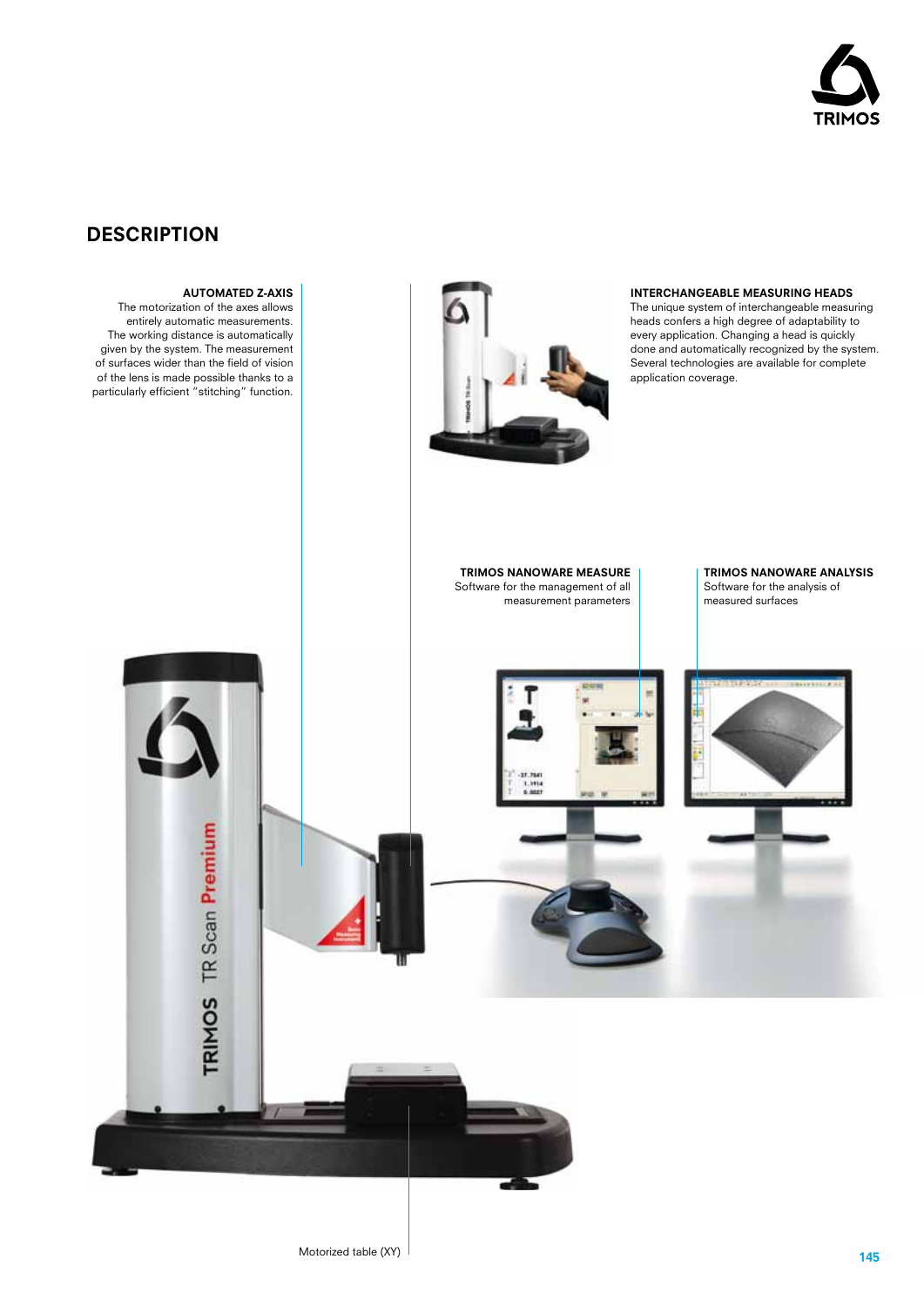## DESCRIPTION

**AUTOMATED Z-AXIS**
The motorization of the axes allows entirely automatic measurements. The working distance is automatically given by the system. The measurement of surfaces wider than the field of vision of the lens is made possible thanks to a particularly efficient "stitching" function.

**INTERCHANGEABLE MEASURING HEADS**
The unique system of interchangeable measuring heads confers a high degree of adaptability to every application. Changing a head is quickly done and automatically recognized by the system. Several technologies are available for complete application coverage.

**TRIMOS NANOWARE MEASURE**
Software for the management of all measurement parameters

**TRIMOS NANOWARE ANALYSIS**
Software for the analysis of measured surfaces

Motorized table (XY)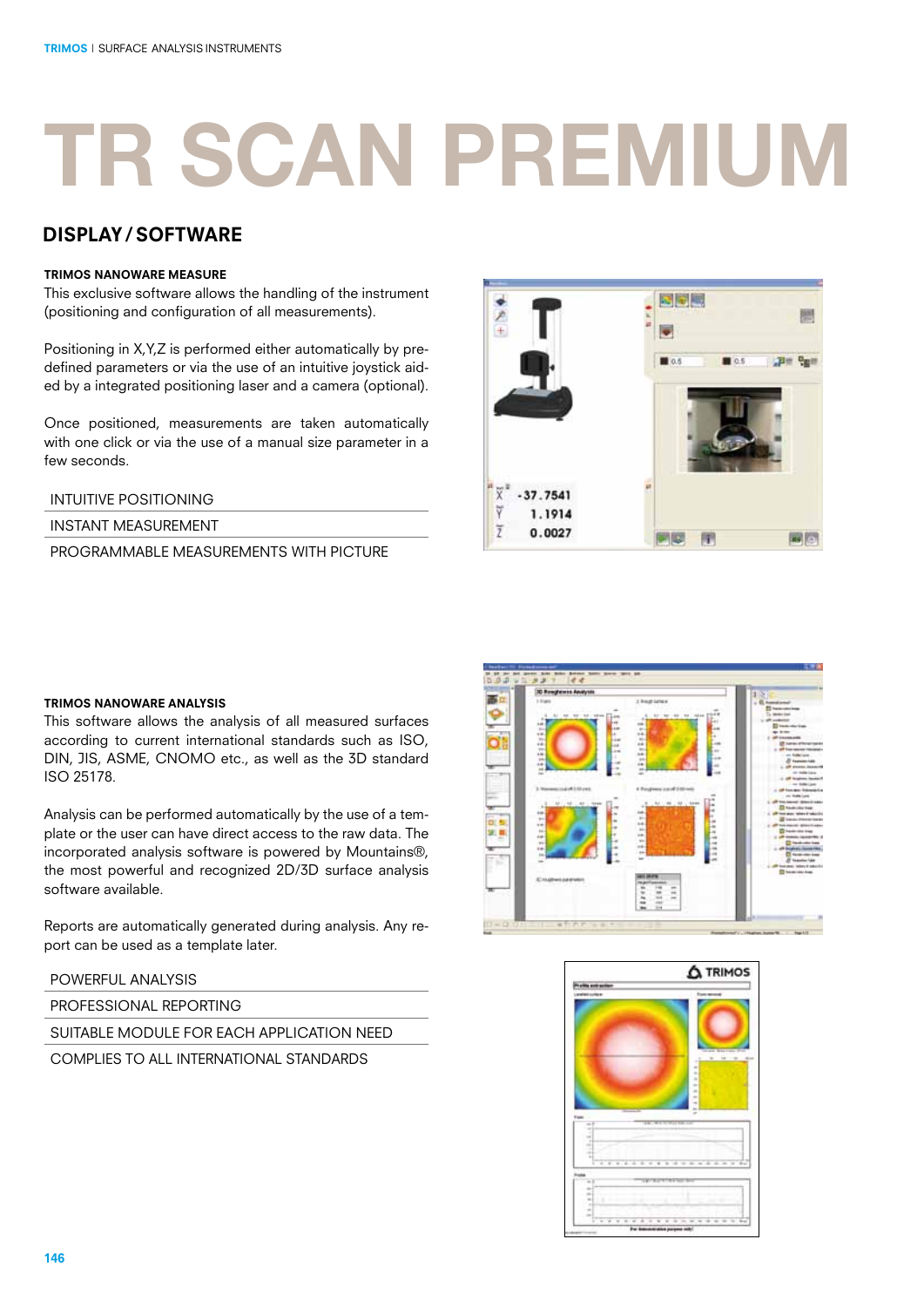# TR SCAN PREMIUM

## DISPLAY / SOFTWARE

### TRIMOS NANOWARE MEASURE

This exclusive software allows the handling of the instrument (positioning and configuration of all measurements).

Positioning in X,Y,Z is performed either automatically by pre-defined parameters or via the use of an intuitive joystick aided by a integrated positioning laser and a camera (optional).

Once positioned, measurements are taken automatically with one click or via the use of a manual size parameter in a few seconds.

- INTUITIVE POSITIONING
- INSTANT MEASUREMENT
- PROGRAMMABLE MEASUREMENTS WITH PICTURE

### TRIMOS NANOWARE ANALYSIS

This software allows the analysis of all measured surfaces according to current international standards such as ISO, DIN, JIS, ASME, CNOMO etc., as well as the 3D standard ISO 25178.

Analysis can be performed automatically by the use of a template or the user can have direct access to the raw data. The incorporated analysis software is powered by Mountains®, the most powerful and recognized 2D/3D surface analysis software available.

Reports are automatically generated during analysis. Any report can be used as a template later.

- POWERFUL ANALYSIS
- PROFESSIONAL REPORTING
- SUITABLE MODULE FOR EACH APPLICATION NEED
- COMPLIES TO ALL INTERNATIONAL STANDARDS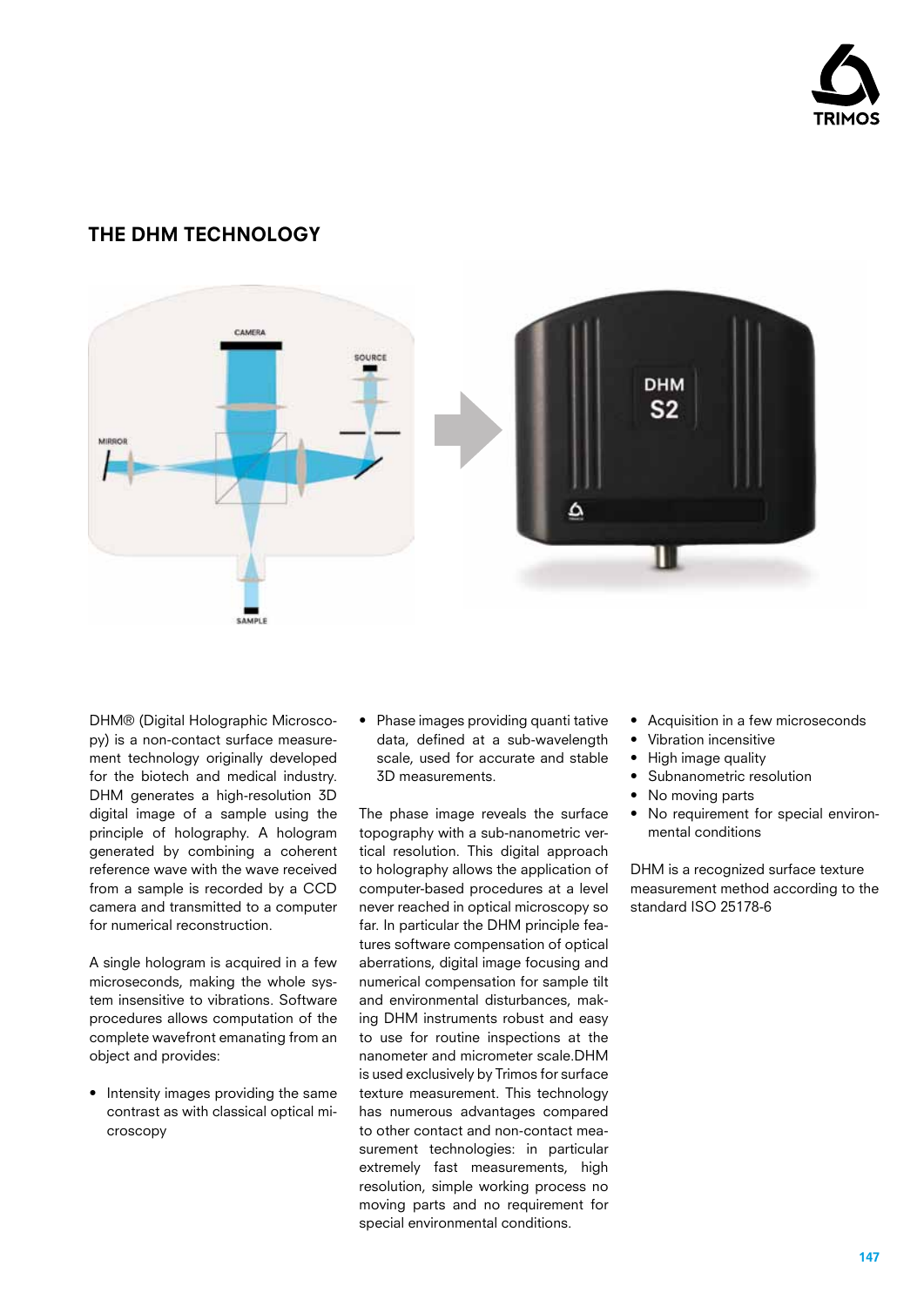## THE DHM TECHNOLOGY

DHM® (Digital Holographic Microscopy) is a non-contact surface measurement technology originally developed for the biotech and medical industry. DHM generates a high-resolution 3D digital image of a sample using the principle of holography. A hologram generated by combining a coherent reference wave with the wave received from a sample is recorded by a CCD camera and transmitted to a computer for numerical reconstruction.

A single hologram is acquired in a few microseconds, making the whole system insensitive to vibrations. Software procedures allows computation of the complete wavefront emanating from an object and provides:

- Intensity images providing the same contrast as with classical optical microscopy
- Phase images providing quanti tative data, defined at a sub-wavelength scale, used for accurate and stable 3D measurements.

The phase image reveals the surface topography with a sub-nanometric vertical resolution. This digital approach to holography allows the application of computer-based procedures at a level never reached in optical microscopy so far. In particular the DHM principle features software compensation of optical aberrations, digital image focusing and numerical compensation for sample tilt and environmental disturbances, making DHM instruments robust and easy to use for routine inspections at the nanometer and micrometer scale.DHM is used exclusively by Trimos for surface texture measurement. This technology has numerous advantages compared to other contact and non-contact measurement technologies: in particular extremely fast measurements, high resolution, simple working process no moving parts and no requirement for special environmental conditions.

- Acquisition in a few microseconds
- Vibration incensitive
- High image quality
- Subnanometric resolution
- No moving parts
- No requirement for special environmental conditions

DHM is a recognized surface texture measurement method according to the standard ISO 25178-6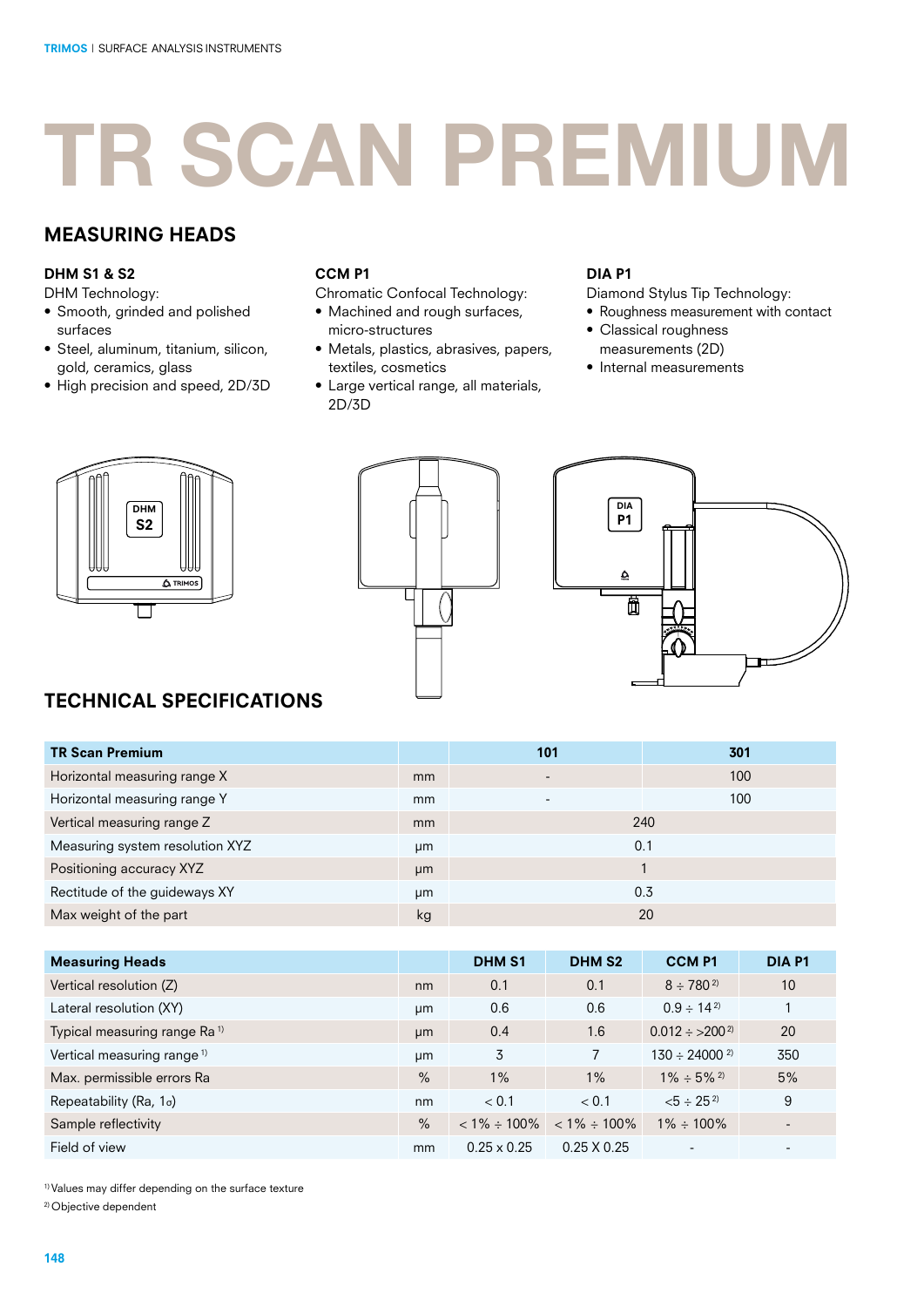# TR SCAN PREMIUM

## MEASURING HEADS

### DHM S1 & S2

DHM Technology:

- Smooth, grinded and polished surfaces
- Steel, aluminum, titanium, silicon, gold, ceramics, glass
- High precision and speed, 2D/3D

### CCM P1

Chromatic Confocal Technology:

- Machined and rough surfaces, micro-structures
- Metals, plastics, abrasives, papers, textiles, cosmetics
- Large vertical range, all materials, 2D/3D

### DIA P1

Diamond Stylus Tip Technology:

- Roughness measurement with contact
- Classical roughness measurements (2D)
- Internal measurements

## TECHNICAL SPECIFICATIONS

| TR Scan Premium | | 101 | 301 |
|---|---|---|---|
| Horizontal measuring range X | mm | - | 100 |
| Horizontal measuring range Y | mm | - | 100 |
| Vertical measuring range Z | mm | 240 | |
| Measuring system resolution XYZ | µm | 0.1 | |
| Positioning accuracy XYZ | µm | 1 | |
| Rectitude of the guideways XY | µm | 0.3 | |
| Max weight of the part | kg | 20 | |

| Measuring Heads | | DHM S1 | DHM S2 | CCM P1 | DIA P1 |
|---|---|---|---|---|---|
| Vertical resolution (Z) | nm | 0.1 | 0.1 | 8 ÷ 780 [2] | 10 |
| Lateral resolution (XY) | µm | 0.6 | 0.6 | 0.9 ÷ 14 [2] | 1 |
| Typical measuring range Ra [1] | µm | 0.4 | 1.6 | 0.012 ÷ >200 [2] | 20 |
| Vertical measuring range [1] | µm | 3 | 7 | 130 ÷ 24000 [2] | 350 |
| Max. permissible errors Ra | % | 1% | 1% | 1% ÷ 5% [2] | 5% |
| Repeatability (Ra, 1σ) | nm | < 0.1 | < 0.1 | <5 ÷ 25 [2] | 9 |
| Sample reflectivity | % | < 1% ÷ 100% | < 1% ÷ 100% | 1% ÷ 100% | - |
| Field of view | mm | 0.25 x 0.25 | 0.25 X 0.25 | - | - |

[1] Values may differ depending on the surface texture

[2] Objective dependent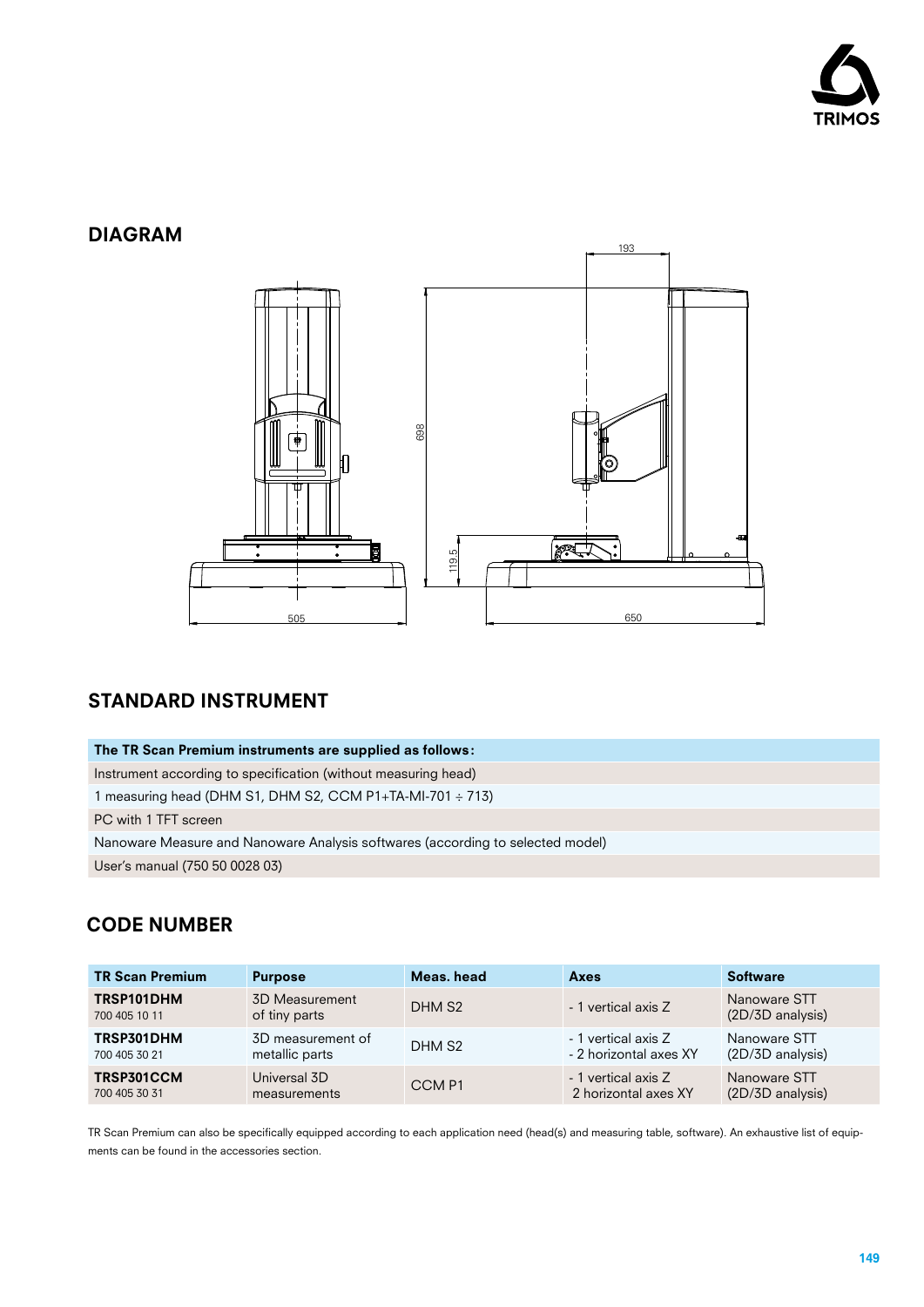## DIAGRAM

193

698

119.5

505

650

## STANDARD INSTRUMENT

| The TR Scan Premium instruments are supplied as follows: |
| --- |
| Instrument according to specification (without measuring head) |
| 1 measuring head (DHM S1, DHM S2, CCM P1+TA-MI-701 ÷ 713) |
| PC with 1 TFT screen |
| Nanoware Measure and Nanoware Analysis softwares (according to selected model) |
| User's manual (750 50 0028 03) |

## CODE NUMBER

| TR Scan Premium | Purpose | Meas. head | Axes | Software |
| --- | --- | --- | --- | --- |
| **TRSP101DHM** 700 405 10 11 | 3D Measurement of tiny parts | DHM S2 | - 1 vertical axis Z | Nanoware STT (2D/3D analysis) |
| **TRSP301DHM** 700 405 30 21 | 3D measurement of metallic parts | DHM S2 | - 1 vertical axis Z<br>- 2 horizontal axes XY | Nanoware STT (2D/3D analysis) |
| **TRSP301CCM** 700 405 30 31 | Universal 3D measurements | CCM P1 | - 1 vertical axis Z<br>2 horizontal axes XY | Nanoware STT (2D/3D analysis) |

TR Scan Premium can also be specifically equipped according to each application need (head(s) and measuring table, software). An exhaustive list of equipments can be found in the accessories section.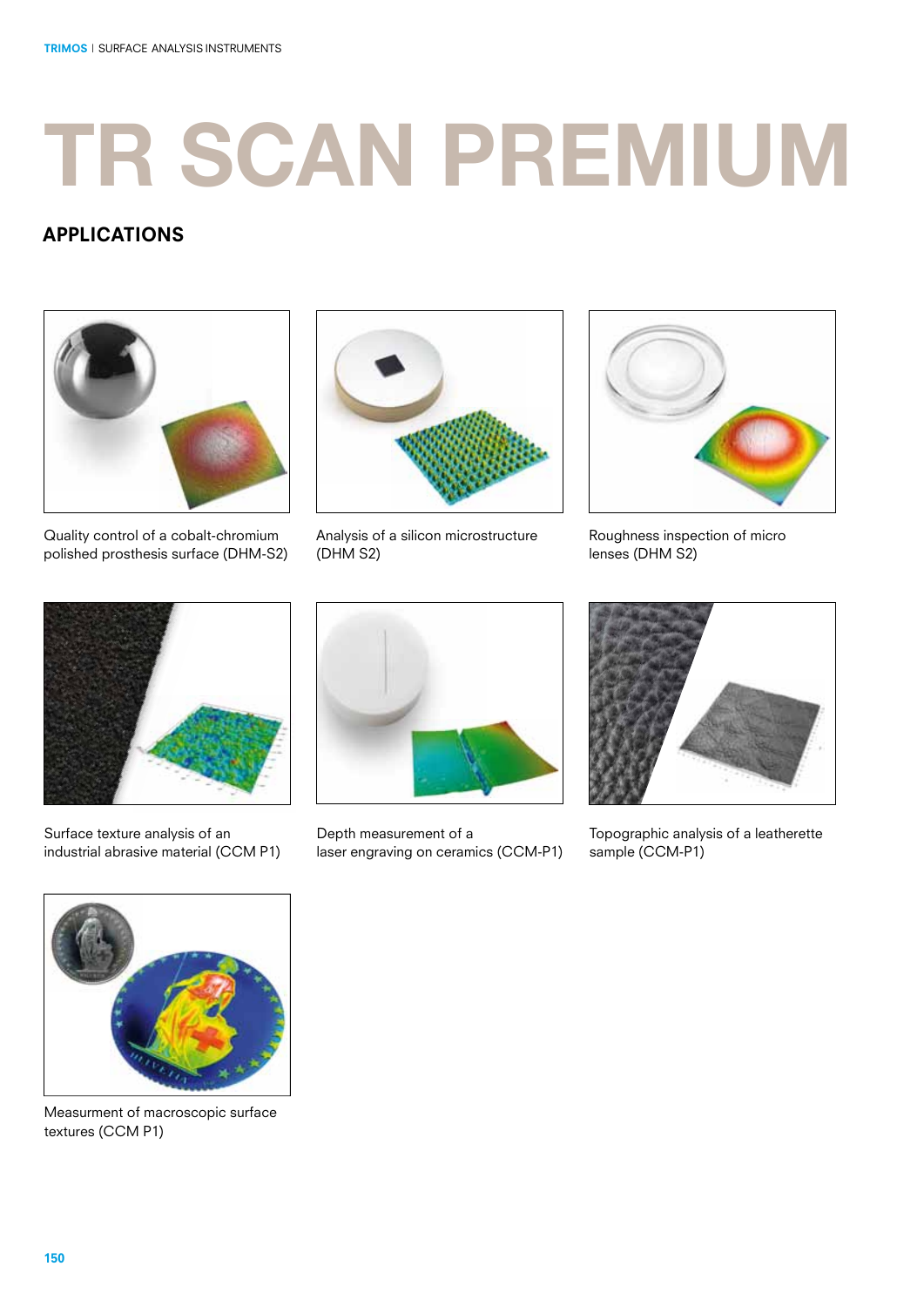# TR SCAN PREMIUM

## APPLICATIONS

Quality control of a cobalt-chromium polished prosthesis surface (DHM-S2)

Analysis of a silicon microstructure (DHM S2)

Roughness inspection of micro lenses (DHM S2)

Surface texture analysis of an industrial abrasive material (CCM P1)

Depth measurement of a laser engraving on ceramics (CCM-P1)

Topographic analysis of a leatherette sample (CCM-P1)

Measurment of macroscopic surface textures (CCM P1)